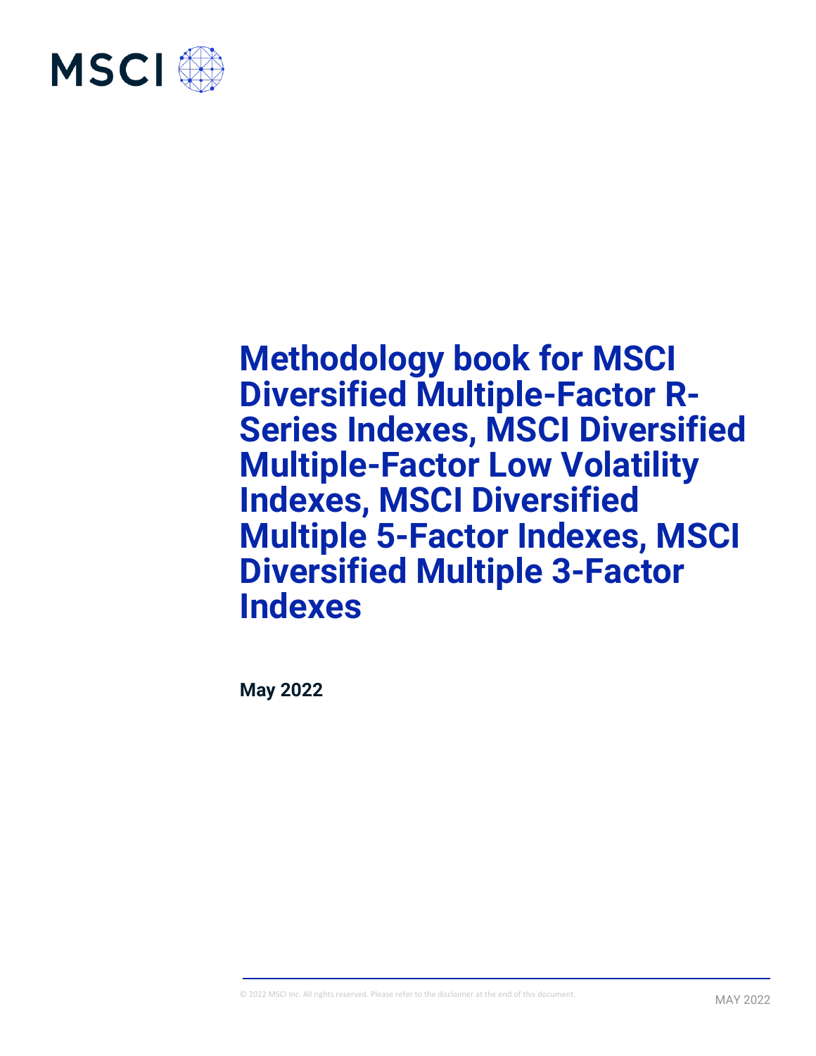MSCI

# Methodology book for MSCI Diversified Multiple-Factor R-Series Indexes, MSCI Diversified Multiple-Factor Low Volatility Indexes, MSCI Diversified Multiple 5-Factor Indexes, MSCI Diversified Multiple 3-Factor Indexes

**May 2022**

© 2022 MSCI Inc. All rights reserved. Please refer to the disclaimer at the end of this document.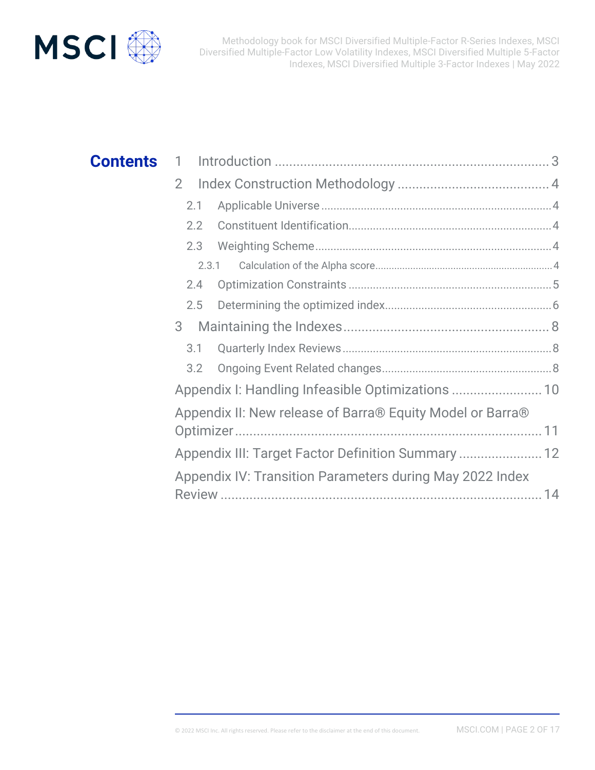# Contents

1 Introduction ........................................................................ 3

2 Index Construction Methodology ........................................ 4

2.1 Applicable Universe ........................................................................ 4

2.2 Constituent Identification ................................................................ 4

2.3 Weighting Scheme ........................................................................... 4

2.3.1 Calculation of the Alpha score ........................................................ 4

2.4 Optimization Constraints ................................................................. 5

2.5 Determining the optimized index .................................................... 6

3 Maintaining the Indexes ...................................................... 8

3.1 Quarterly Index Reviews ................................................................... 8

3.2 Ongoing Event Related changes ...................................................... 8

Appendix I: Handling Infeasible Optimizations ........................ 10

Appendix II: New release of Barra® Equity Model or Barra® Optimizer ........................................................................ 11

Appendix III: Target Factor Definition Summary ...................... 12

Appendix IV: Transition Parameters during May 2022 Index Review ........................................................................ 14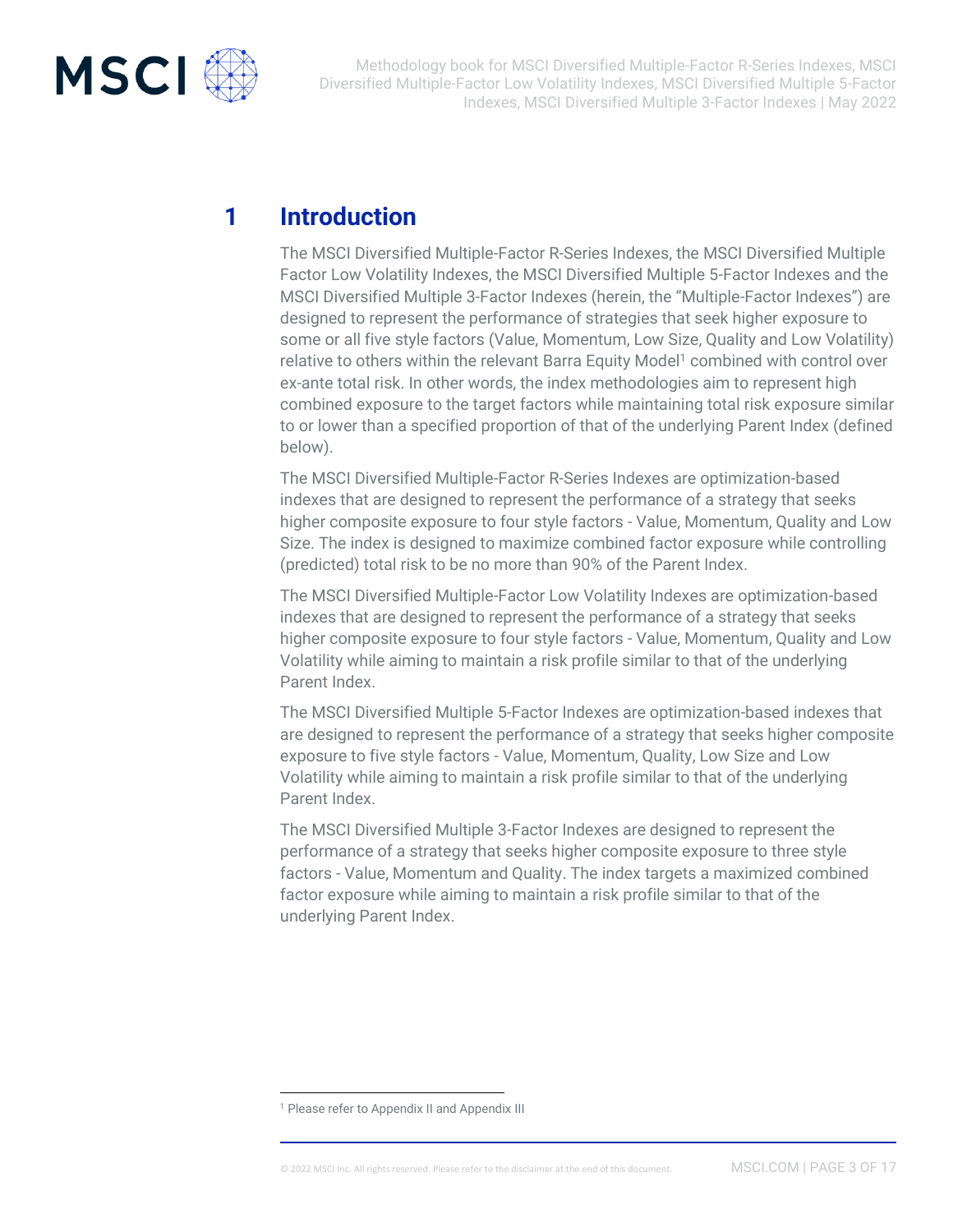# 1 Introduction

The MSCI Diversified Multiple-Factor R-Series Indexes, the MSCI Diversified Multiple Factor Low Volatility Indexes, the MSCI Diversified Multiple 5-Factor Indexes and the MSCI Diversified Multiple 3-Factor Indexes (herein, the "Multiple-Factor Indexes") are designed to represent the performance of strategies that seek higher exposure to some or all five style factors (Value, Momentum, Low Size, Quality and Low Volatility) relative to others within the relevant Barra Equity Model[1] combined with control over ex-ante total risk. In other words, the index methodologies aim to represent high combined exposure to the target factors while maintaining total risk exposure similar to or lower than a specified proportion of that of the underlying Parent Index (defined below).

The MSCI Diversified Multiple-Factor R-Series Indexes are optimization-based indexes that are designed to represent the performance of a strategy that seeks higher composite exposure to four style factors - Value, Momentum, Quality and Low Size. The index is designed to maximize combined factor exposure while controlling (predicted) total risk to be no more than 90% of the Parent Index.

The MSCI Diversified Multiple-Factor Low Volatility Indexes are optimization-based indexes that are designed to represent the performance of a strategy that seeks higher composite exposure to four style factors - Value, Momentum, Quality and Low Volatility while aiming to maintain a risk profile similar to that of the underlying Parent Index.

The MSCI Diversified Multiple 5-Factor Indexes are optimization-based indexes that are designed to represent the performance of a strategy that seeks higher composite exposure to five style factors - Value, Momentum, Quality, Low Size and Low Volatility while aiming to maintain a risk profile similar to that of the underlying Parent Index.

The MSCI Diversified Multiple 3-Factor Indexes are designed to represent the performance of a strategy that seeks higher composite exposure to three style factors - Value, Momentum and Quality. The index targets a maximized combined factor exposure while aiming to maintain a risk profile similar to that of the underlying Parent Index.

[1] Please refer to Appendix II and Appendix III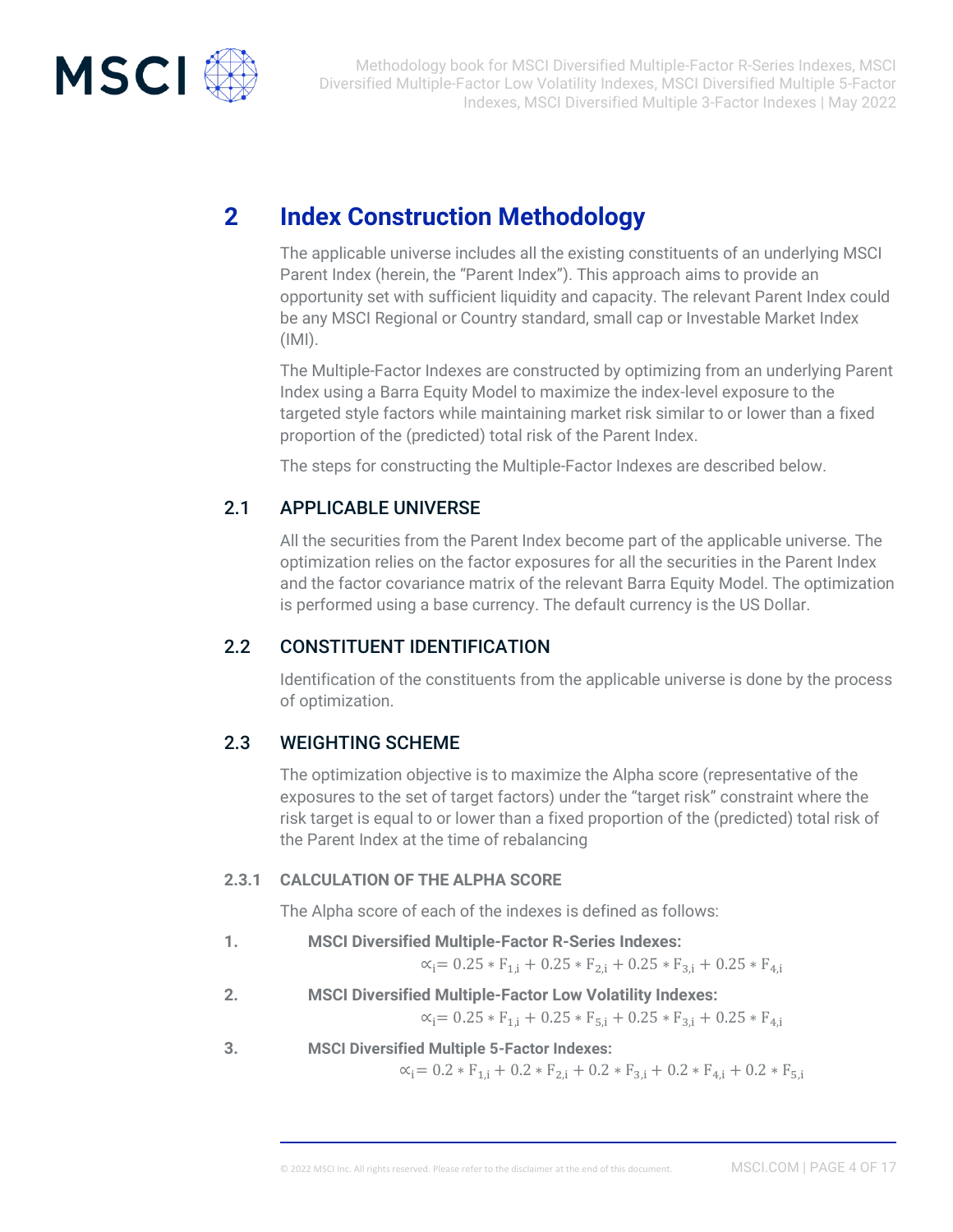# 2 Index Construction Methodology

The applicable universe includes all the existing constituents of an underlying MSCI Parent Index (herein, the "Parent Index"). This approach aims to provide an opportunity set with sufficient liquidity and capacity. The relevant Parent Index could be any MSCI Regional or Country standard, small cap or Investable Market Index (IMI).

The Multiple-Factor Indexes are constructed by optimizing from an underlying Parent Index using a Barra Equity Model to maximize the index-level exposure to the targeted style factors while maintaining market risk similar to or lower than a fixed proportion of the (predicted) total risk of the Parent Index.

The steps for constructing the Multiple-Factor Indexes are described below.

## 2.1 APPLICABLE UNIVERSE

All the securities from the Parent Index become part of the applicable universe. The optimization relies on the factor exposures for all the securities in the Parent Index and the factor covariance matrix of the relevant Barra Equity Model. The optimization is performed using a base currency. The default currency is the US Dollar.

## 2.2 CONSTITUENT IDENTIFICATION

Identification of the constituents from the applicable universe is done by the process of optimization.

## 2.3 WEIGHTING SCHEME

The optimization objective is to maximize the Alpha score (representative of the exposures to the set of target factors) under the "target risk" constraint where the risk target is equal to or lower than a fixed proportion of the (predicted) total risk of the Parent Index at the time of rebalancing

### 2.3.1 CALCULATION OF THE ALPHA SCORE

The Alpha score of each of the indexes is defined as follows:

1. **MSCI Diversified Multiple-Factor R-Series Indexes:**

$$\propto_i = 0.25 * F_{1,i} + 0.25 * F_{2,i} + 0.25 * F_{3,i} + 0.25 * F_{4,i}$$

2. **MSCI Diversified Multiple-Factor Low Volatility Indexes:**

$$\propto_i = 0.25 * F_{1,i} + 0.25 * F_{5,i} + 0.25 * F_{3,i} + 0.25 * F_{4,i}$$

3. **MSCI Diversified Multiple 5-Factor Indexes:**

$$\propto_i = 0.2 * F_{1,i} + 0.2 * F_{2,i} + 0.2 * F_{3,i} + 0.2 * F_{4,i} + 0.2 * F_{5,i}$$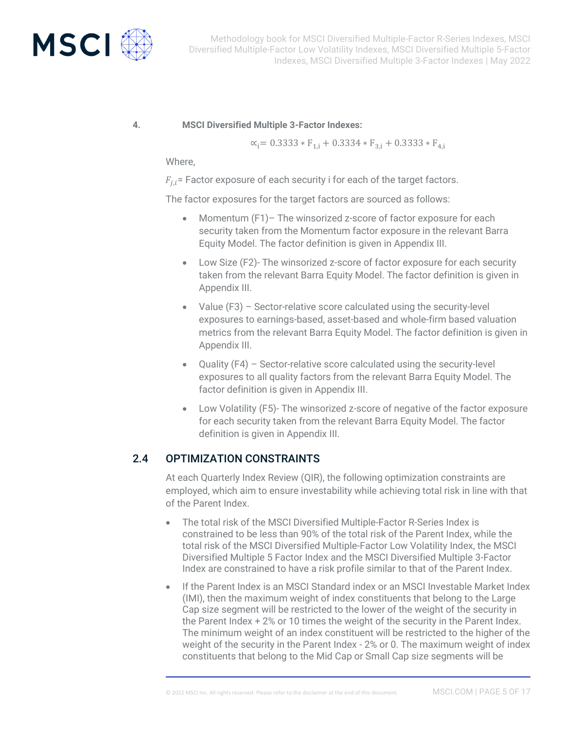4. **MSCI Diversified Multiple 3-Factor Indexes:**

$$\propto_i = 0.3333 * F_{1,i} + 0.3334 * F_{3,i} + 0.3333 * F_{4,i}$$

Where,

$F_{j,i}$= Factor exposure of each security i for each of the target factors.

The factor exposures for the target factors are sourced as follows:

- Momentum (F1)– The winsorized z-score of factor exposure for each security taken from the Momentum factor exposure in the relevant Barra Equity Model. The factor definition is given in Appendix III.
- Low Size (F2)- The winsorized z-score of factor exposure for each security taken from the relevant Barra Equity Model. The factor definition is given in Appendix III.
- Value (F3) – Sector-relative score calculated using the security-level exposures to earnings-based, asset-based and whole-firm based valuation metrics from the relevant Barra Equity Model. The factor definition is given in Appendix III.
- Quality (F4) – Sector-relative score calculated using the security-level exposures to all quality factors from the relevant Barra Equity Model. The factor definition is given in Appendix III.
- Low Volatility (F5)- The winsorized z-score of negative of the factor exposure for each security taken from the relevant Barra Equity Model. The factor definition is given in Appendix III.

## 2.4 OPTIMIZATION CONSTRAINTS

At each Quarterly Index Review (QIR), the following optimization constraints are employed, which aim to ensure investability while achieving total risk in line with that of the Parent Index.

- The total risk of the MSCI Diversified Multiple-Factor R-Series Index is constrained to be less than 90% of the total risk of the Parent Index, while the total risk of the MSCI Diversified Multiple-Factor Low Volatility Index, the MSCI Diversified Multiple 5 Factor Index and the MSCI Diversified Multiple 3-Factor Index are constrained to have a risk profile similar to that of the Parent Index.
- If the Parent Index is an MSCI Standard index or an MSCI Investable Market Index (IMI), then the maximum weight of index constituents that belong to the Large Cap size segment will be restricted to the lower of the weight of the security in the Parent Index + 2% or 10 times the weight of the security in the Parent Index. The minimum weight of an index constituent will be restricted to the higher of the weight of the security in the Parent Index - 2% or 0. The maximum weight of index constituents that belong to the Mid Cap or Small Cap size segments will be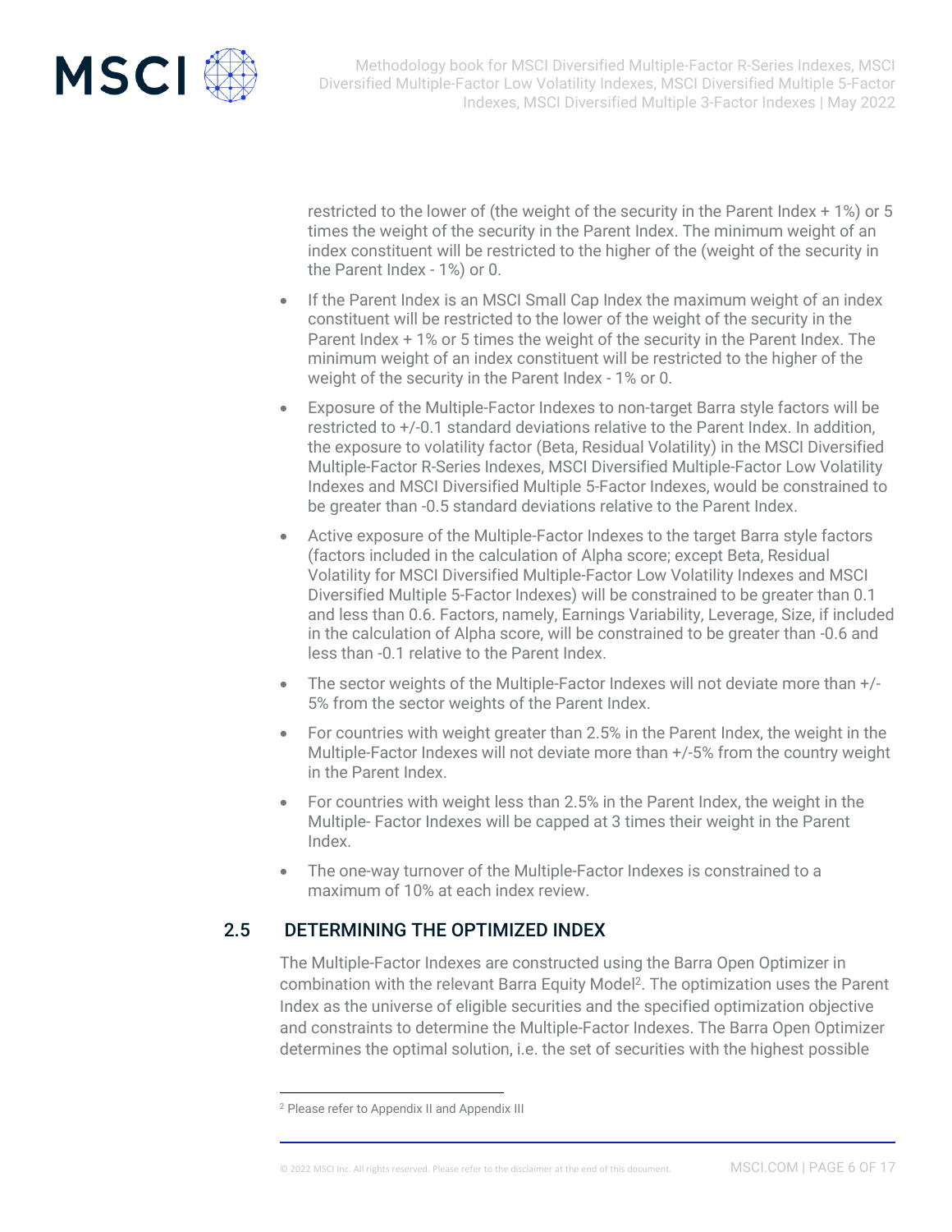restricted to the lower of (the weight of the security in the Parent Index + 1%) or 5 times the weight of the security in the Parent Index. The minimum weight of an index constituent will be restricted to the higher of the (weight of the security in the Parent Index - 1%) or 0.

- If the Parent Index is an MSCI Small Cap Index the maximum weight of an index constituent will be restricted to the lower of the weight of the security in the Parent Index + 1% or 5 times the weight of the security in the Parent Index. The minimum weight of an index constituent will be restricted to the higher of the weight of the security in the Parent Index - 1% or 0.
- Exposure of the Multiple-Factor Indexes to non-target Barra style factors will be restricted to +/-0.1 standard deviations relative to the Parent Index. In addition, the exposure to volatility factor (Beta, Residual Volatility) in the MSCI Diversified Multiple-Factor R-Series Indexes, MSCI Diversified Multiple-Factor Low Volatility Indexes and MSCI Diversified Multiple 5-Factor Indexes, would be constrained to be greater than -0.5 standard deviations relative to the Parent Index.
- Active exposure of the Multiple-Factor Indexes to the target Barra style factors (factors included in the calculation of Alpha score; except Beta, Residual Volatility for MSCI Diversified Multiple-Factor Low Volatility Indexes and MSCI Diversified Multiple 5-Factor Indexes) will be constrained to be greater than 0.1 and less than 0.6. Factors, namely, Earnings Variability, Leverage, Size, if included in the calculation of Alpha score, will be constrained to be greater than -0.6 and less than -0.1 relative to the Parent Index.
- The sector weights of the Multiple-Factor Indexes will not deviate more than +/- 5% from the sector weights of the Parent Index.
- For countries with weight greater than 2.5% in the Parent Index, the weight in the Multiple-Factor Indexes will not deviate more than +/-5% from the country weight in the Parent Index.
- For countries with weight less than 2.5% in the Parent Index, the weight in the Multiple- Factor Indexes will be capped at 3 times their weight in the Parent Index.
- The one-way turnover of the Multiple-Factor Indexes is constrained to a maximum of 10% at each index review.

## 2.5 DETERMINING THE OPTIMIZED INDEX

The Multiple-Factor Indexes are constructed using the Barra Open Optimizer in combination with the relevant Barra Equity Model[2]. The optimization uses the Parent Index as the universe of eligible securities and the specified optimization objective and constraints to determine the Multiple-Factor Indexes. The Barra Open Optimizer determines the optimal solution, i.e. the set of securities with the highest possible

[2] Please refer to Appendix II and Appendix III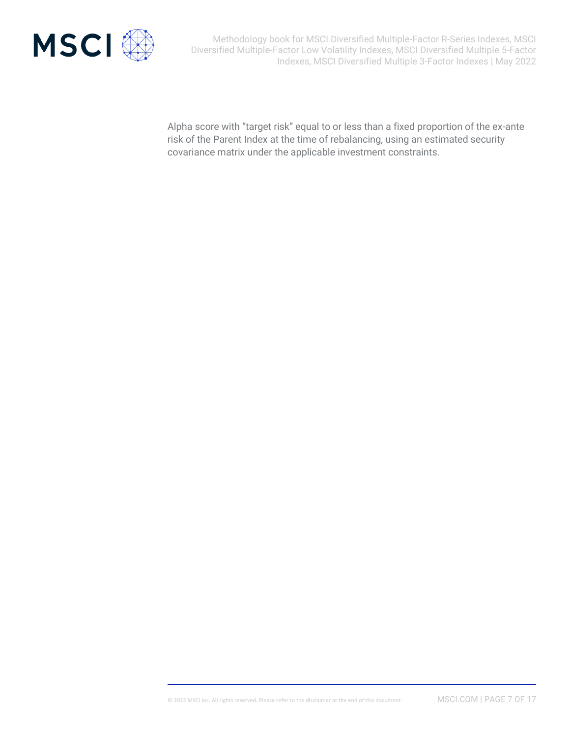Alpha score with “target risk” equal to or less than a fixed proportion of the ex-ante risk of the Parent Index at the time of rebalancing, using an estimated security covariance matrix under the applicable investment constraints.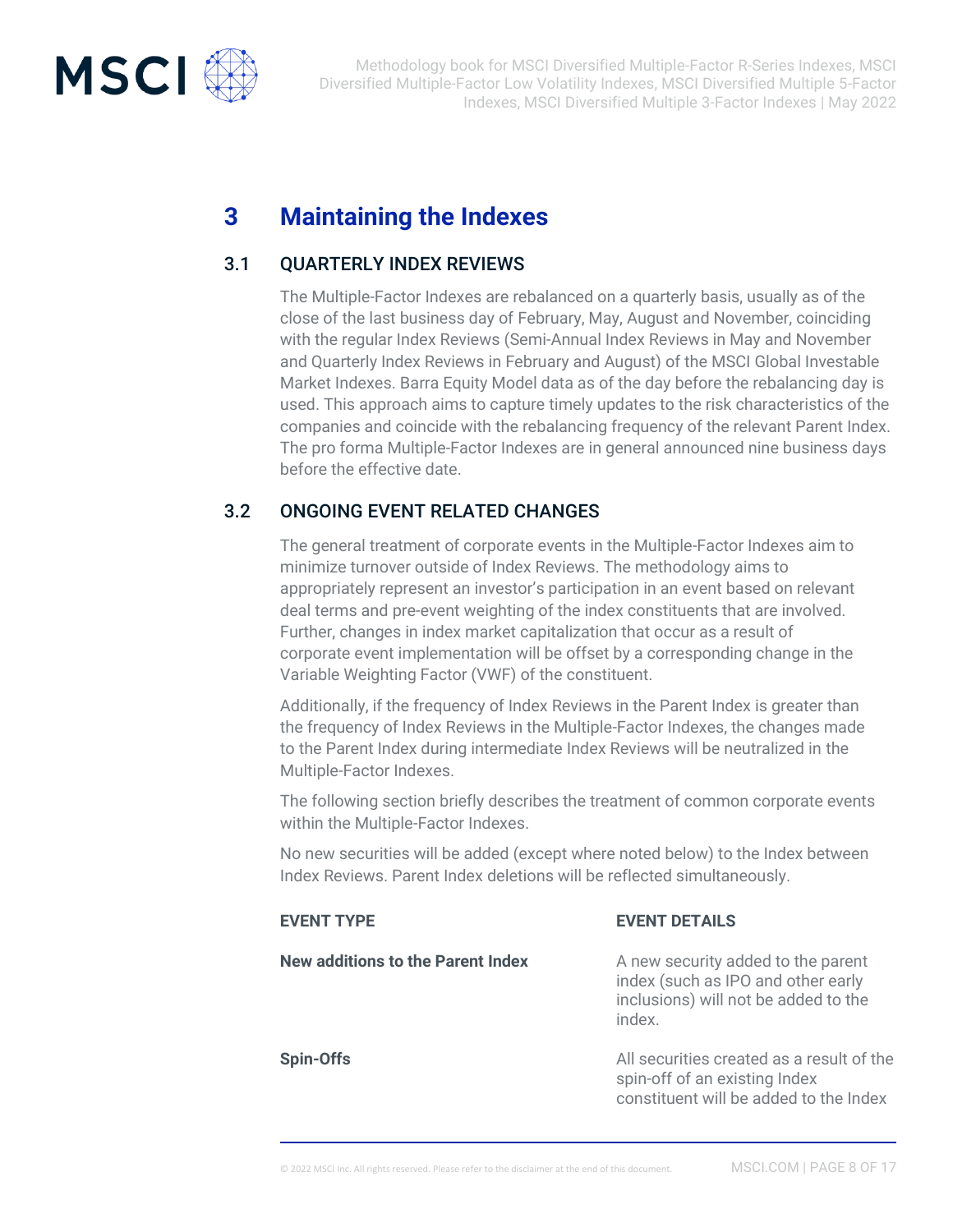# 3 Maintaining the Indexes

## 3.1 QUARTERLY INDEX REVIEWS

The Multiple-Factor Indexes are rebalanced on a quarterly basis, usually as of the close of the last business day of February, May, August and November, coinciding with the regular Index Reviews (Semi-Annual Index Reviews in May and November and Quarterly Index Reviews in February and August) of the MSCI Global Investable Market Indexes. Barra Equity Model data as of the day before the rebalancing day is used. This approach aims to capture timely updates to the risk characteristics of the companies and coincide with the rebalancing frequency of the relevant Parent Index. The pro forma Multiple-Factor Indexes are in general announced nine business days before the effective date.

## 3.2 ONGOING EVENT RELATED CHANGES

The general treatment of corporate events in the Multiple-Factor Indexes aim to minimize turnover outside of Index Reviews. The methodology aims to appropriately represent an investor's participation in an event based on relevant deal terms and pre-event weighting of the index constituents that are involved. Further, changes in index market capitalization that occur as a result of corporate event implementation will be offset by a corresponding change in the Variable Weighting Factor (VWF) of the constituent.

Additionally, if the frequency of Index Reviews in the Parent Index is greater than the frequency of Index Reviews in the Multiple-Factor Indexes, the changes made to the Parent Index during intermediate Index Reviews will be neutralized in the Multiple-Factor Indexes.

The following section briefly describes the treatment of common corporate events within the Multiple-Factor Indexes.

No new securities will be added (except where noted below) to the Index between Index Reviews. Parent Index deletions will be reflected simultaneously.

| EVENT TYPE | EVENT DETAILS |
|---|---|
| **New additions to the Parent Index** | A new security added to the parent index (such as IPO and other early inclusions) will not be added to the index. |
| **Spin-Offs** | All securities created as a result of the spin-off of an existing Index constituent will be added to the Index |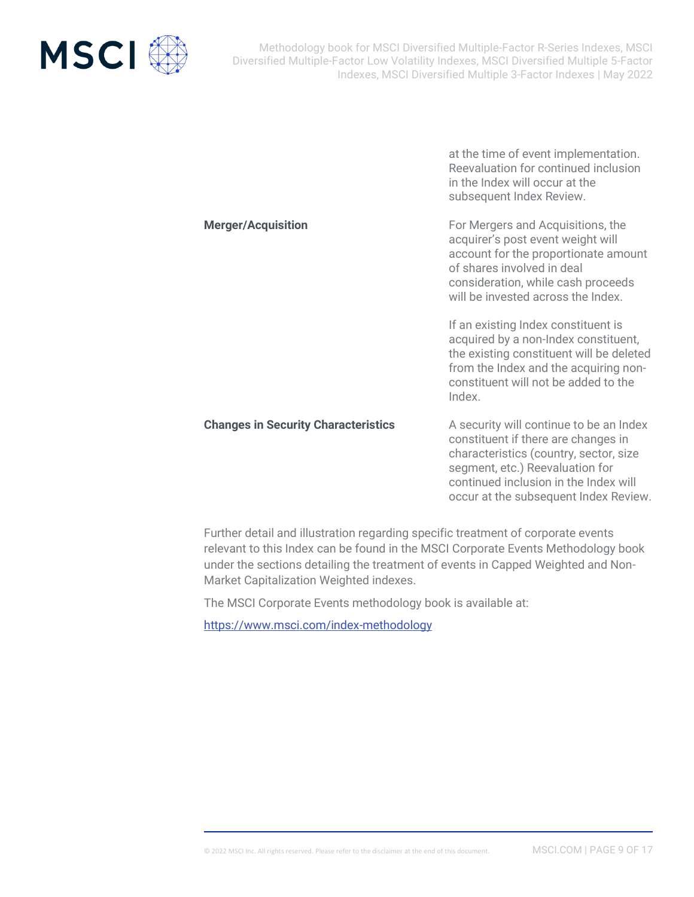| | |
|---|---|
| | at the time of event implementation. Reevaluation for continued inclusion in the Index will occur at the subsequent Index Review. |
| **Merger/Acquisition** | For Mergers and Acquisitions, the acquirer's post event weight will account for the proportionate amount of shares involved in deal consideration, while cash proceeds will be invested across the Index.<br><br>If an existing Index constituent is acquired by a non-Index constituent, the existing constituent will be deleted from the Index and the acquiring non-constituent will not be added to the Index. |
| **Changes in Security Characteristics** | A security will continue to be an Index constituent if there are changes in characteristics (country, sector, size segment, etc.) Reevaluation for continued inclusion in the Index will occur at the subsequent Index Review. |

Further detail and illustration regarding specific treatment of corporate events relevant to this Index can be found in the MSCI Corporate Events Methodology book under the sections detailing the treatment of events in Capped Weighted and Non-Market Capitalization Weighted indexes.

The MSCI Corporate Events methodology book is available at:

https://www.msci.com/index-methodology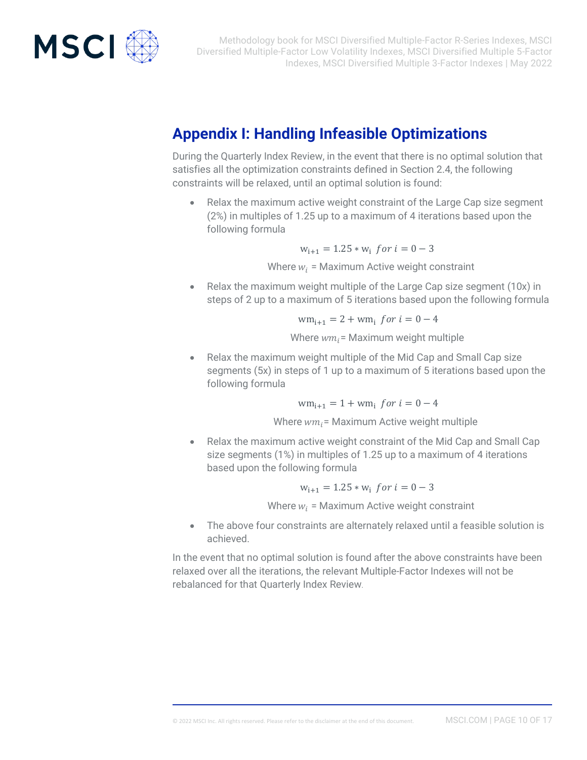## Appendix I: Handling Infeasible Optimizations

During the Quarterly Index Review, in the event that there is no optimal solution that satisfies all the optimization constraints defined in Section 2.4, the following constraints will be relaxed, until an optimal solution is found:

- Relax the maximum active weight constraint of the Large Cap size segment (2%) in multiples of 1.25 up to a maximum of 4 iterations based upon the following formula

  $$\mathrm{w}_{\mathrm{i+1}} = 1.25 * \mathrm{w}_{\mathrm{i}} \;\; for\; i = 0 - 3$$

  Where $w_i$ = Maximum Active weight constraint

- Relax the maximum weight multiple of the Large Cap size segment (10x) in steps of 2 up to a maximum of 5 iterations based upon the following formula

  $$\mathrm{wm}_{\mathrm{i+1}} = 2 + \mathrm{wm}_{\mathrm{i}} \;\; for\; i = 0 - 4$$

  Where $wm_i$= Maximum weight multiple

- Relax the maximum weight multiple of the Mid Cap and Small Cap size segments (5x) in steps of 1 up to a maximum of 5 iterations based upon the following formula

  $$\mathrm{wm}_{\mathrm{i+1}} = 1 + \mathrm{wm}_{\mathrm{i}} \;\; for\; i = 0 - 4$$

  Where $wm_i$= Maximum Active weight multiple

- Relax the maximum active weight constraint of the Mid Cap and Small Cap size segments (1%) in multiples of 1.25 up to a maximum of 4 iterations based upon the following formula

  $$\mathrm{w}_{\mathrm{i+1}} = 1.25 * \mathrm{w}_{\mathrm{i}} \;\; for\; i = 0 - 3$$

  Where $w_i$ = Maximum Active weight constraint

- The above four constraints are alternately relaxed until a feasible solution is achieved.

In the event that no optimal solution is found after the above constraints have been relaxed over all the iterations, the relevant Multiple-Factor Indexes will not be rebalanced for that Quarterly Index Review.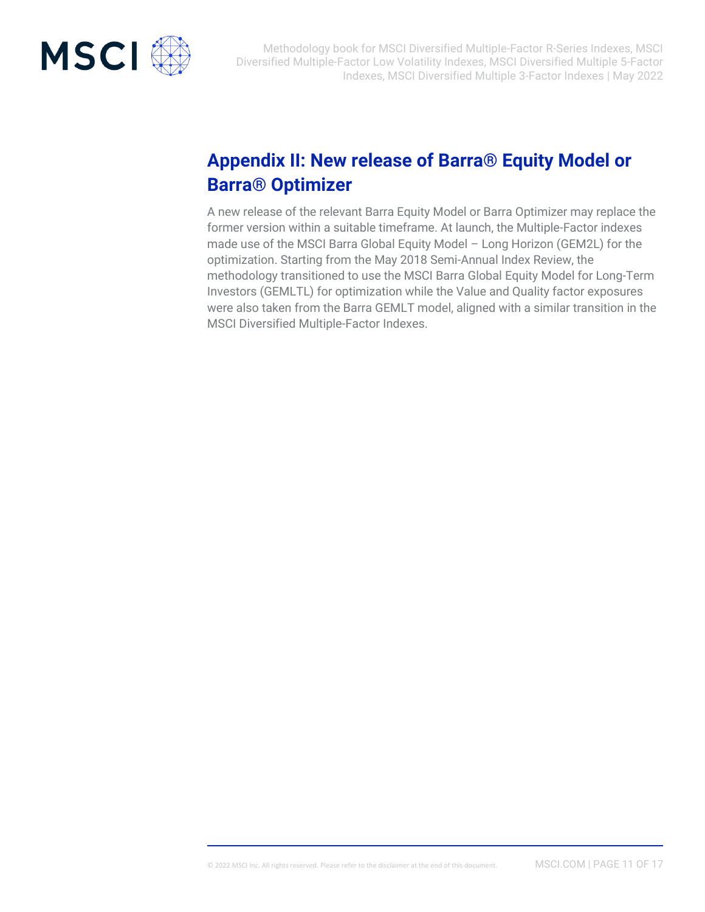## Appendix II: New release of Barra® Equity Model or Barra® Optimizer

A new release of the relevant Barra Equity Model or Barra Optimizer may replace the former version within a suitable timeframe. At launch, the Multiple-Factor indexes made use of the MSCI Barra Global Equity Model – Long Horizon (GEM2L) for the optimization. Starting from the May 2018 Semi-Annual Index Review, the methodology transitioned to use the MSCI Barra Global Equity Model for Long-Term Investors (GEMLTL) for optimization while the Value and Quality factor exposures were also taken from the Barra GEMLT model, aligned with a similar transition in the MSCI Diversified Multiple-Factor Indexes.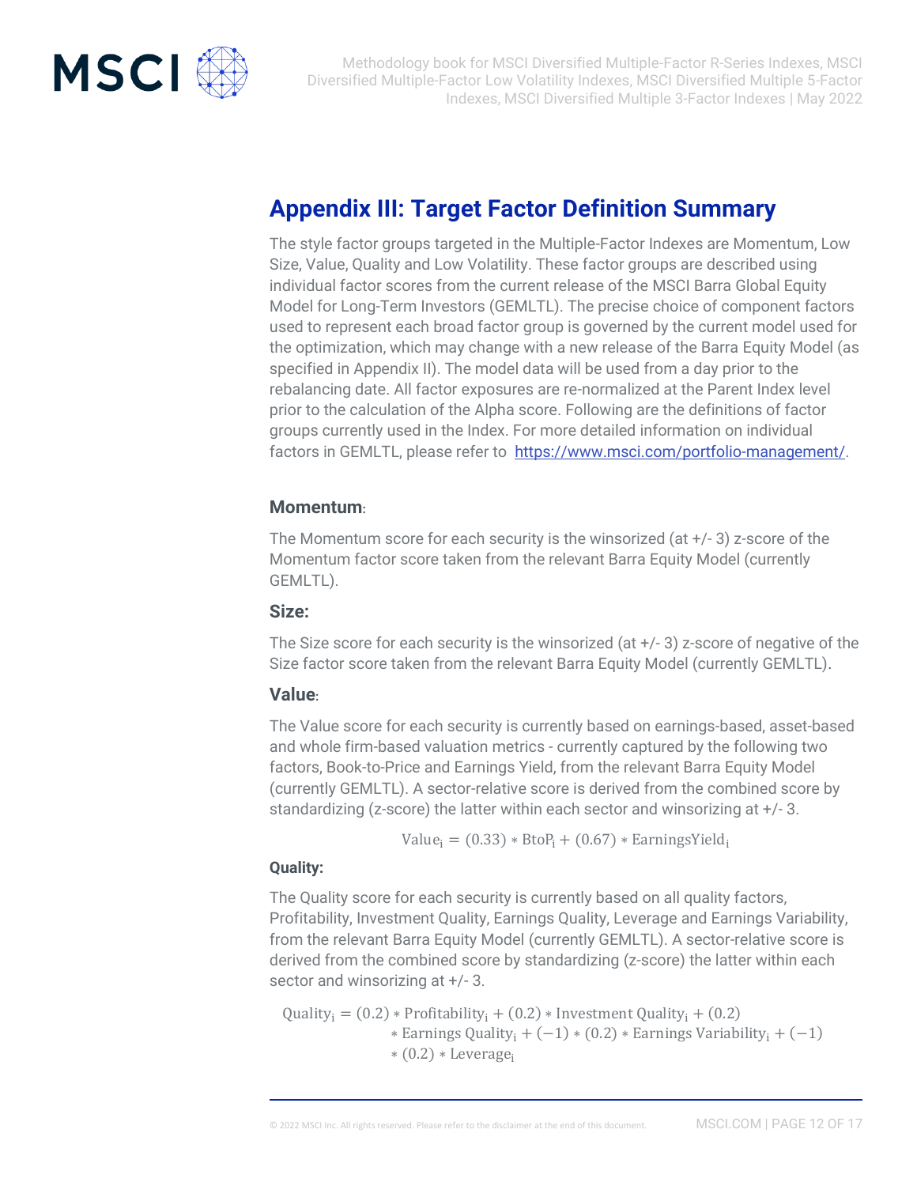# Appendix III: Target Factor Definition Summary

The style factor groups targeted in the Multiple-Factor Indexes are Momentum, Low Size, Value, Quality and Low Volatility. These factor groups are described using individual factor scores from the current release of the MSCI Barra Global Equity Model for Long-Term Investors (GEMLTL). The precise choice of component factors used to represent each broad factor group is governed by the current model used for the optimization, which may change with a new release of the Barra Equity Model (as specified in Appendix II). The model data will be used from a day prior to the rebalancing date. All factor exposures are re-normalized at the Parent Index level prior to the calculation of the Alpha score. Following are the definitions of factor groups currently used in the Index. For more detailed information on individual factors in GEMLTL, please refer to [https://www.msci.com/portfolio-management/](https://www.msci.com/portfolio-management/).

### Momentum:

The Momentum score for each security is the winsorized (at +/- 3) z-score of the Momentum factor score taken from the relevant Barra Equity Model (currently GEMLTL).

### Size:

The Size score for each security is the winsorized (at +/- 3) z-score of negative of the Size factor score taken from the relevant Barra Equity Model (currently GEMLTL).

### Value:

The Value score for each security is currently based on earnings-based, asset-based and whole firm-based valuation metrics - currently captured by the following two factors, Book-to-Price and Earnings Yield, from the relevant Barra Equity Model (currently GEMLTL). A sector-relative score is derived from the combined score by standardizing (z-score) the latter within each sector and winsorizing at +/- 3.

$$\text{Value}_i = (0.33) * \text{BtoP}_i + (0.67) * \text{EarningsYield}_i$$

### Quality:

The Quality score for each security is currently based on all quality factors, Profitability, Investment Quality, Earnings Quality, Leverage and Earnings Variability, from the relevant Barra Equity Model (currently GEMLTL). A sector-relative score is derived from the combined score by standardizing (z-score) the latter within each sector and winsorizing at +/- 3.

$$\text{Quality}_i = (0.2) * \text{Profitability}_i + (0.2) * \text{Investment Quality}_i + (0.2) * \text{Earnings Quality}_i + (-1) * (0.2) * \text{Earnings Variability}_i + (-1) * (0.2) * \text{Leverage}_i$$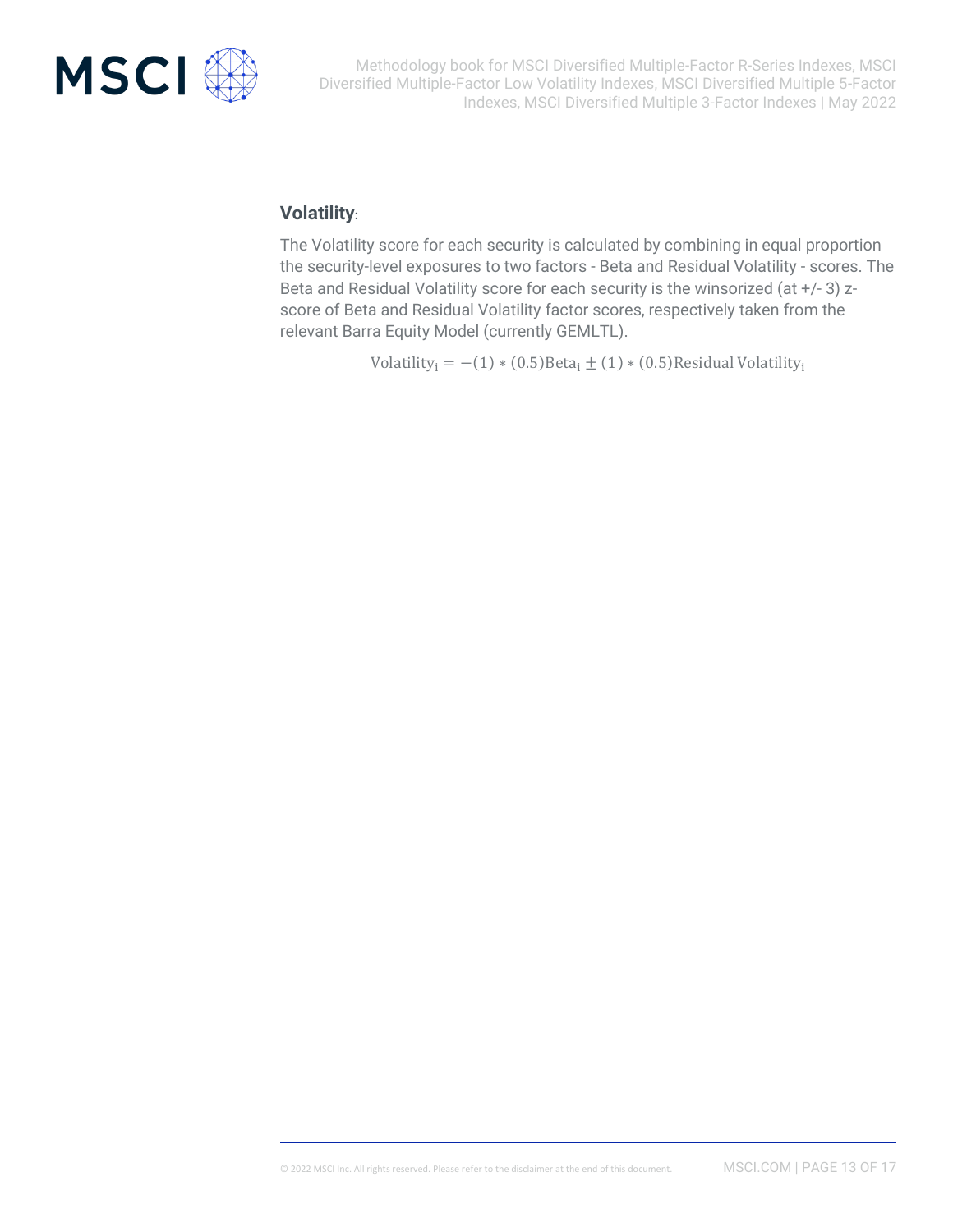**Volatility**:

The Volatility score for each security is calculated by combining in equal proportion the security-level exposures to two factors - Beta and Residual Volatility - scores. The Beta and Residual Volatility score for each security is the winsorized (at +/- 3) z-score of Beta and Residual Volatility factor scores, respectively taken from the relevant Barra Equity Model (currently GEMLTL).

$$\text{Volatility}_\text{i} = -(1) * (0.5)\text{Beta}_\text{i} \pm (1) * (0.5)\text{Residual Volatility}_\text{i}$$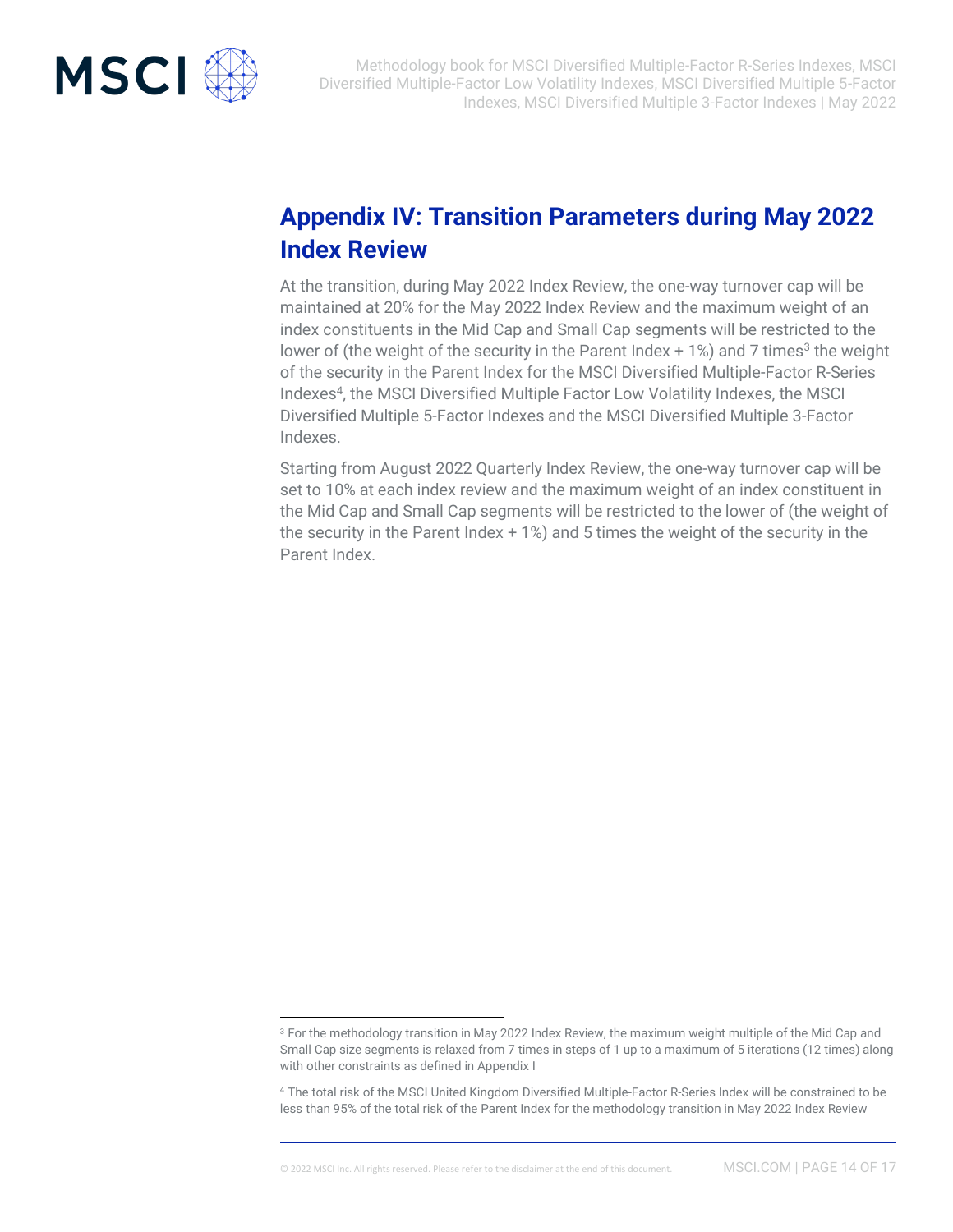# Appendix IV: Transition Parameters during May 2022 Index Review

At the transition, during May 2022 Index Review, the one-way turnover cap will be maintained at 20% for the May 2022 Index Review and the maximum weight of an index constituents in the Mid Cap and Small Cap segments will be restricted to the lower of (the weight of the security in the Parent Index + 1%) and 7 times[3] the weight of the security in the Parent Index for the MSCI Diversified Multiple-Factor R-Series Indexes[4], the MSCI Diversified Multiple Factor Low Volatility Indexes, the MSCI Diversified Multiple 5-Factor Indexes and the MSCI Diversified Multiple 3-Factor Indexes.

Starting from August 2022 Quarterly Index Review, the one-way turnover cap will be set to 10% at each index review and the maximum weight of an index constituent in the Mid Cap and Small Cap segments will be restricted to the lower of (the weight of the security in the Parent Index + 1%) and 5 times the weight of the security in the Parent Index.

---

[3] For the methodology transition in May 2022 Index Review, the maximum weight multiple of the Mid Cap and Small Cap size segments is relaxed from 7 times in steps of 1 up to a maximum of 5 iterations (12 times) along with other constraints as defined in Appendix I

[4] The total risk of the MSCI United Kingdom Diversified Multiple-Factor R-Series Index will be constrained to be less than 95% of the total risk of the Parent Index for the methodology transition in May 2022 Index Review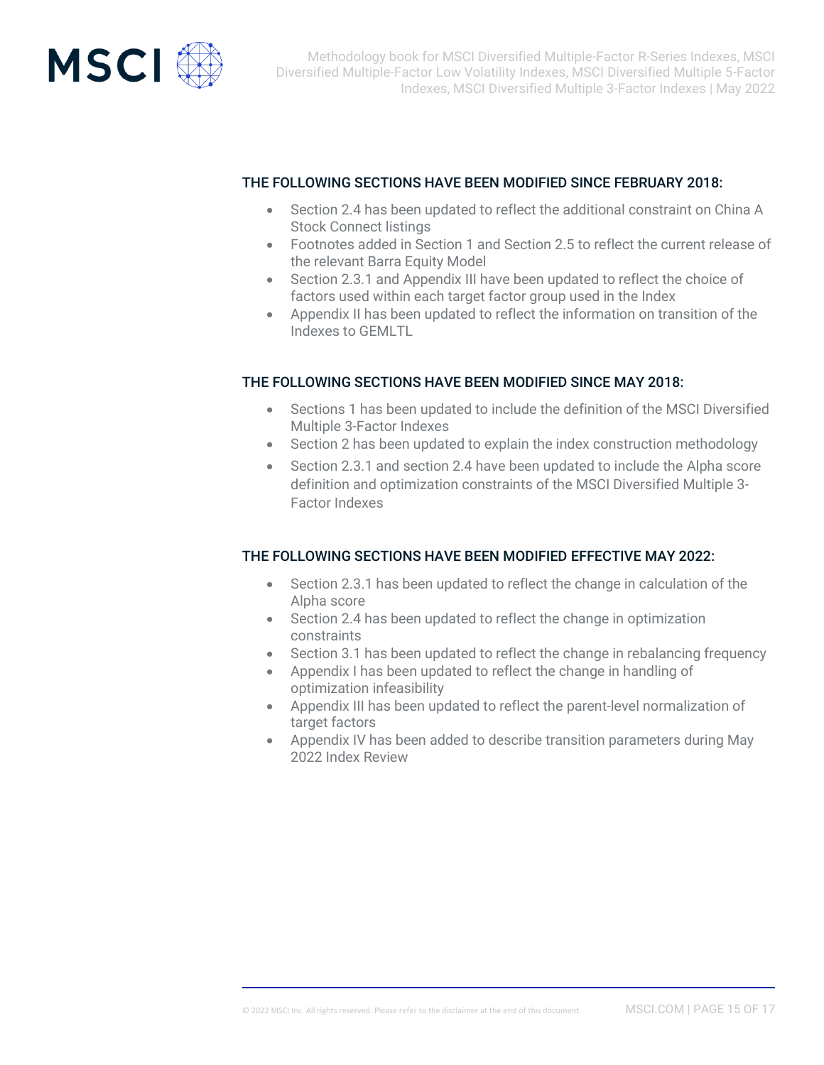### THE FOLLOWING SECTIONS HAVE BEEN MODIFIED SINCE FEBRUARY 2018:

- Section 2.4 has been updated to reflect the additional constraint on China A Stock Connect listings
- Footnotes added in Section 1 and Section 2.5 to reflect the current release of the relevant Barra Equity Model
- Section 2.3.1 and Appendix III have been updated to reflect the choice of factors used within each target factor group used in the Index
- Appendix II has been updated to reflect the information on transition of the Indexes to GEMLTL

### THE FOLLOWING SECTIONS HAVE BEEN MODIFIED SINCE MAY 2018:

- Sections 1 has been updated to include the definition of the MSCI Diversified Multiple 3-Factor Indexes
- Section 2 has been updated to explain the index construction methodology
- Section 2.3.1 and section 2.4 have been updated to include the Alpha score definition and optimization constraints of the MSCI Diversified Multiple 3-Factor Indexes

### THE FOLLOWING SECTIONS HAVE BEEN MODIFIED EFFECTIVE MAY 2022:

- Section 2.3.1 has been updated to reflect the change in calculation of the Alpha score
- Section 2.4 has been updated to reflect the change in optimization constraints
- Section 3.1 has been updated to reflect the change in rebalancing frequency
- Appendix I has been updated to reflect the change in handling of optimization infeasibility
- Appendix III has been updated to reflect the parent-level normalization of target factors
- Appendix IV has been added to describe transition parameters during May 2022 Index Review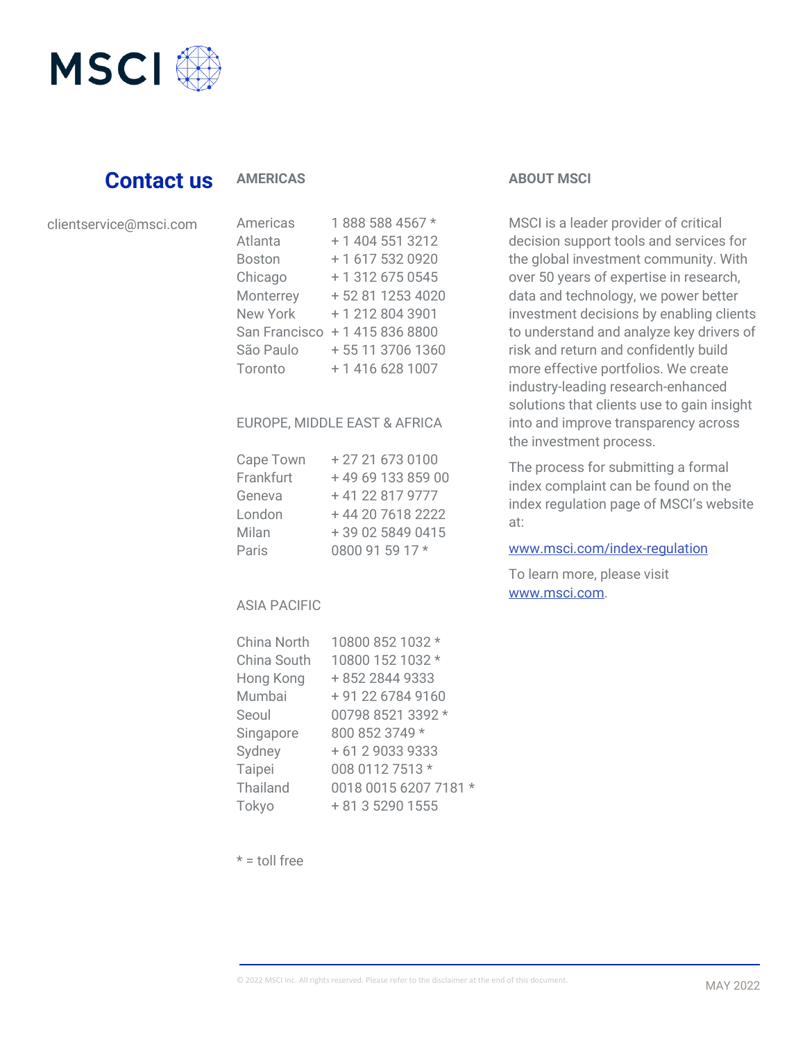MSCI

## Contact us

clientservice@msci.com

### AMERICAS

| | |
|---|---|
| Americas | 1 888 588 4567 * |
| Atlanta | + 1 404 551 3212 |
| Boston | + 1 617 532 0920 |
| Chicago | + 1 312 675 0545 |
| Monterrey | + 52 81 1253 4020 |
| New York | + 1 212 804 3901 |
| San Francisco | + 1 415 836 8800 |
| São Paulo | + 55 11 3706 1360 |
| Toronto | + 1 416 628 1007 |

### EUROPE, MIDDLE EAST & AFRICA

| | |
|---|---|
| Cape Town | + 27 21 673 0100 |
| Frankfurt | + 49 69 133 859 00 |
| Geneva | + 41 22 817 9777 |
| London | + 44 20 7618 2222 |
| Milan | + 39 02 5849 0415 |
| Paris | 0800 91 59 17 * |

### ASIA PACIFIC

| | |
|---|---|
| China North | 10800 852 1032 * |
| China South | 10800 152 1032 * |
| Hong Kong | + 852 2844 9333 |
| Mumbai | + 91 22 6784 9160 |
| Seoul | 00798 8521 3392 * |
| Singapore | 800 852 3749 * |
| Sydney | + 61 2 9033 9333 |
| Taipei | 008 0112 7513 * |
| Thailand | 0018 0015 6207 7181 * |
| Tokyo | + 81 3 5290 1555 |

* = toll free

### ABOUT MSCI

MSCI is a leader provider of critical decision support tools and services for the global investment community. With over 50 years of expertise in research, data and technology, we power better investment decisions by enabling clients to understand and analyze key drivers of risk and return and confidently build more effective portfolios. We create industry-leading research-enhanced solutions that clients use to gain insight into and improve transparency across the investment process.

The process for submitting a formal index complaint can be found on the index regulation page of MSCI's website at:

www.msci.com/index-regulation

To learn more, please visit www.msci.com.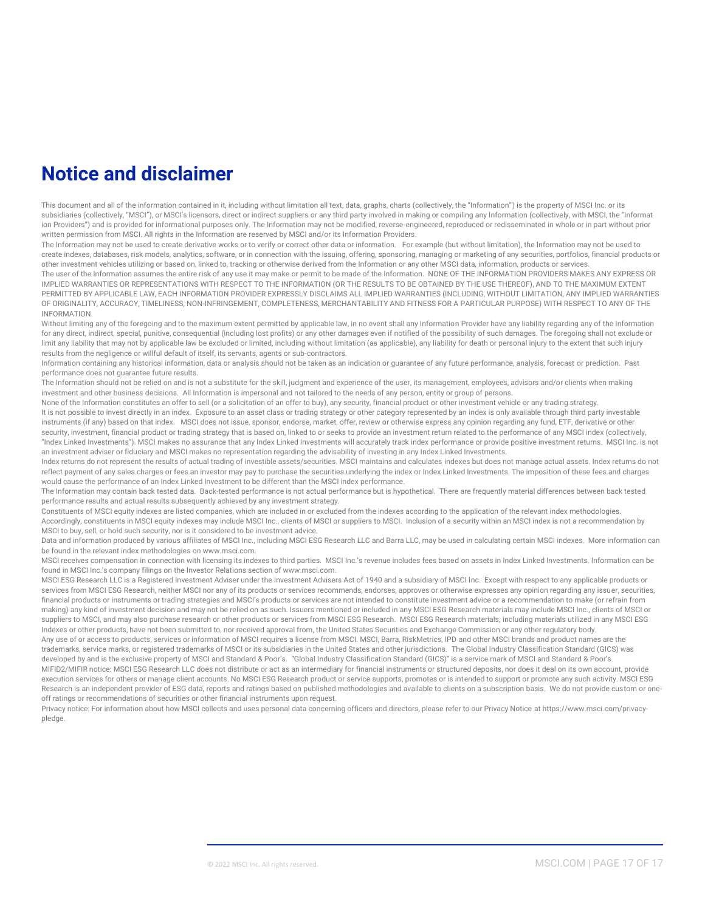# Notice and disclaimer

This document and all of the information contained in it, including without limitation all text, data, graphs, charts (collectively, the "Information") is the property of MSCI Inc. or its subsidiaries (collectively, "MSCI"), or MSCI's licensors, direct or indirect suppliers or any third party involved in making or compiling any Information (collectively, with MSCI, the "Information Providers") and is provided for informational purposes only. The Information may not be modified, reverse-engineered, reproduced or redisseminated in whole or in part without prior written permission from MSCI. All rights in the Information are reserved by MSCI and/or its Information Providers.

The Information may not be used to create derivative works or to verify or correct other data or information. For example (but without limitation), the Information may not be used to create indexes, databases, risk models, analytics, software, or in connection with the issuing, offering, sponsoring, managing or marketing of any securities, portfolios, financial products or other investment vehicles utilizing or based on, linked to, tracking or otherwise derived from the Information or any other MSCI data, information, products or services.

The user of the Information assumes the entire risk of any use it may make or permit to be made of the Information. NONE OF THE INFORMATION PROVIDERS MAKES ANY EXPRESS OR IMPLIED WARRANTIES OR REPRESENTATIONS WITH RESPECT TO THE INFORMATION (OR THE RESULTS TO BE OBTAINED BY THE USE THEREOF), AND TO THE MAXIMUM EXTENT PERMITTED BY APPLICABLE LAW, EACH INFORMATION PROVIDER EXPRESSLY DISCLAIMS ALL IMPLIED WARRANTIES (INCLUDING, WITHOUT LIMITATION, ANY IMPLIED WARRANTIES OF ORIGINALITY, ACCURACY, TIMELINESS, NON-INFRINGEMENT, COMPLETENESS, MERCHANTABILITY AND FITNESS FOR A PARTICULAR PURPOSE) WITH RESPECT TO ANY OF THE INFORMATION.

Without limiting any of the foregoing and to the maximum extent permitted by applicable law, in no event shall any Information Provider have any liability regarding any of the Information for any direct, indirect, special, punitive, consequential (including lost profits) or any other damages even if notified of the possibility of such damages. The foregoing shall not exclude or limit any liability that may not by applicable law be excluded or limited, including without limitation (as applicable), any liability for death or personal injury to the extent that such injury results from the negligence or willful default of itself, its servants, agents or sub-contractors.

Information containing any historical information, data or analysis should not be taken as an indication or guarantee of any future performance, analysis, forecast or prediction. Past performance does not guarantee future results.

The Information should not be relied on and is not a substitute for the skill, judgment and experience of the user, its management, employees, advisors and/or clients when making investment and other business decisions. All Information is impersonal and not tailored to the needs of any person, entity or group of persons.

None of the Information constitutes an offer to sell (or a solicitation of an offer to buy), any security, financial product or other investment vehicle or any trading strategy.

It is not possible to invest directly in an index. Exposure to an asset class or trading strategy or other category represented by an index is only available through third party investable instruments (if any) based on that index. MSCI does not issue, sponsor, endorse, market, offer, review or otherwise express any opinion regarding any fund, ETF, derivative or other security, investment, financial product or trading strategy that is based on, linked to or seeks to provide an investment return related to the performance of any MSCI index (collectively, "Index Linked Investments"). MSCI makes no assurance that any Index Linked Investments will accurately track index performance or provide positive investment returns. MSCI Inc. is not an investment adviser or fiduciary and MSCI makes no representation regarding the advisability of investing in any Index Linked Investments.

Index returns do not represent the results of actual trading of investible assets/securities. MSCI maintains and calculates indexes but does not manage actual assets. Index returns do not reflect payment of any sales charges or fees an investor may pay to purchase the securities underlying the index or Index Linked Investments. The imposition of these fees and charges would cause the performance of an Index Linked Investment to be different than the MSCI index performance.

The Information may contain back tested data. Back-tested performance is not actual performance but is hypothetical. There are frequently material differences between back tested performance results and actual results subsequently achieved by any investment strategy.

Constituents of MSCI equity indexes are listed companies, which are included in or excluded from the indexes according to the application of the relevant index methodologies. Accordingly, constituents in MSCI equity indexes may include MSCI Inc., clients of MSCI or suppliers to MSCI. Inclusion of a security within an MSCI index is not a recommendation by MSCI to buy, sell, or hold such security, nor is it considered to be investment advice.

Data and information produced by various affiliates of MSCI Inc., including MSCI ESG Research LLC and Barra LLC, may be used in calculating certain MSCI indexes. More information can be found in the relevant index methodologies on www.msci.com.

MSCI receives compensation in connection with licensing its indexes to third parties. MSCI Inc.'s revenue includes fees based on assets in Index Linked Investments. Information can be found in MSCI Inc.'s company filings on the Investor Relations section of www.msci.com.

MSCI ESG Research LLC is a Registered Investment Adviser under the Investment Advisers Act of 1940 and a subsidiary of MSCI Inc. Except with respect to any applicable products or services from MSCI ESG Research, neither MSCI nor any of its products or services recommends, endorses, approves or otherwise expresses any opinion regarding any issuer, securities, financial products or instruments or trading strategies and MSCI's products or services are not intended to constitute investment advice or a recommendation to make (or refrain from making) any kind of investment decision and may not be relied on as such. Issuers mentioned or included in any MSCI ESG Research materials may include MSCI Inc., clients of MSCI or suppliers to MSCI, and may also purchase research or other products or services from MSCI ESG Research. MSCI ESG Research materials, including materials utilized in any MSCI ESG Indexes or other products, have not been submitted to, nor received approval from, the United States Securities and Exchange Commission or any other regulatory body.

Any use of or access to products, services or information of MSCI requires a license from MSCI. MSCI, Barra, RiskMetrics, IPD and other MSCI brands and product names are the trademarks, service marks, or registered trademarks of MSCI or its subsidiaries in the United States and other jurisdictions. The Global Industry Classification Standard (GICS) was developed by and is the exclusive property of MSCI and Standard & Poor's. "Global Industry Classification Standard (GICS)" is a service mark of MSCI and Standard & Poor's.

MIFID2/MIFIR notice: MSCI ESG Research LLC does not distribute or act as an intermediary for financial instruments or structured deposits, nor does it deal on its own account, provide execution services for others or manage client accounts. No MSCI ESG Research product or service supports, promotes or is intended to support or promote any such activity. MSCI ESG Research is an independent provider of ESG data, reports and ratings based on published methodologies and available to clients on a subscription basis. We do not provide custom or one-off ratings or recommendations of securities or other financial instruments upon request.

Privacy notice: For information about how MSCI collects and uses personal data concerning officers and directors, please refer to our Privacy Notice at https://www.msci.com/privacy-pledge.

© 2022 MSCI Inc. All rights reserved.